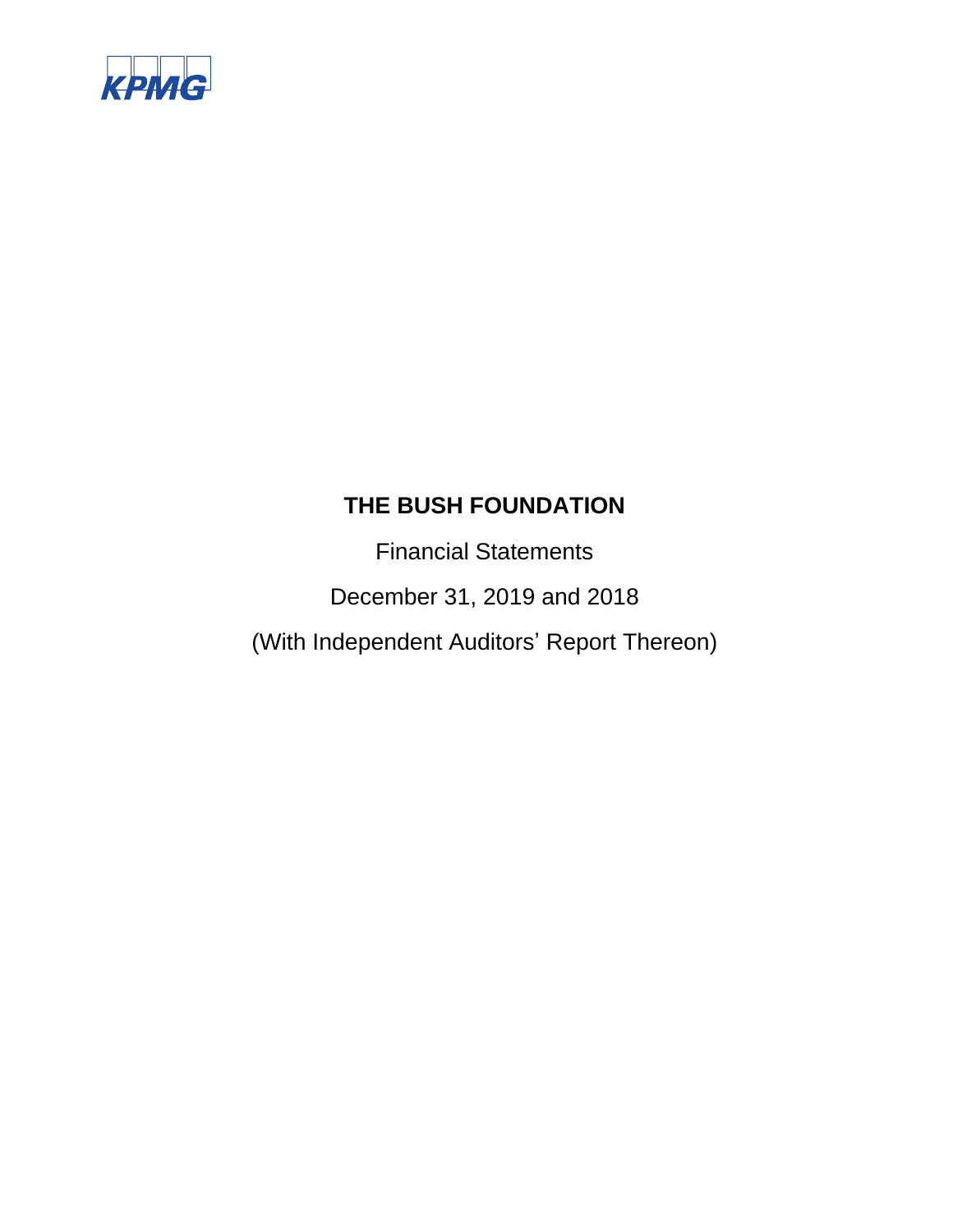KPMG

# THE BUSH FOUNDATION

Financial Statements

December 31, 2019 and 2018

(With Independent Auditors' Report Thereon)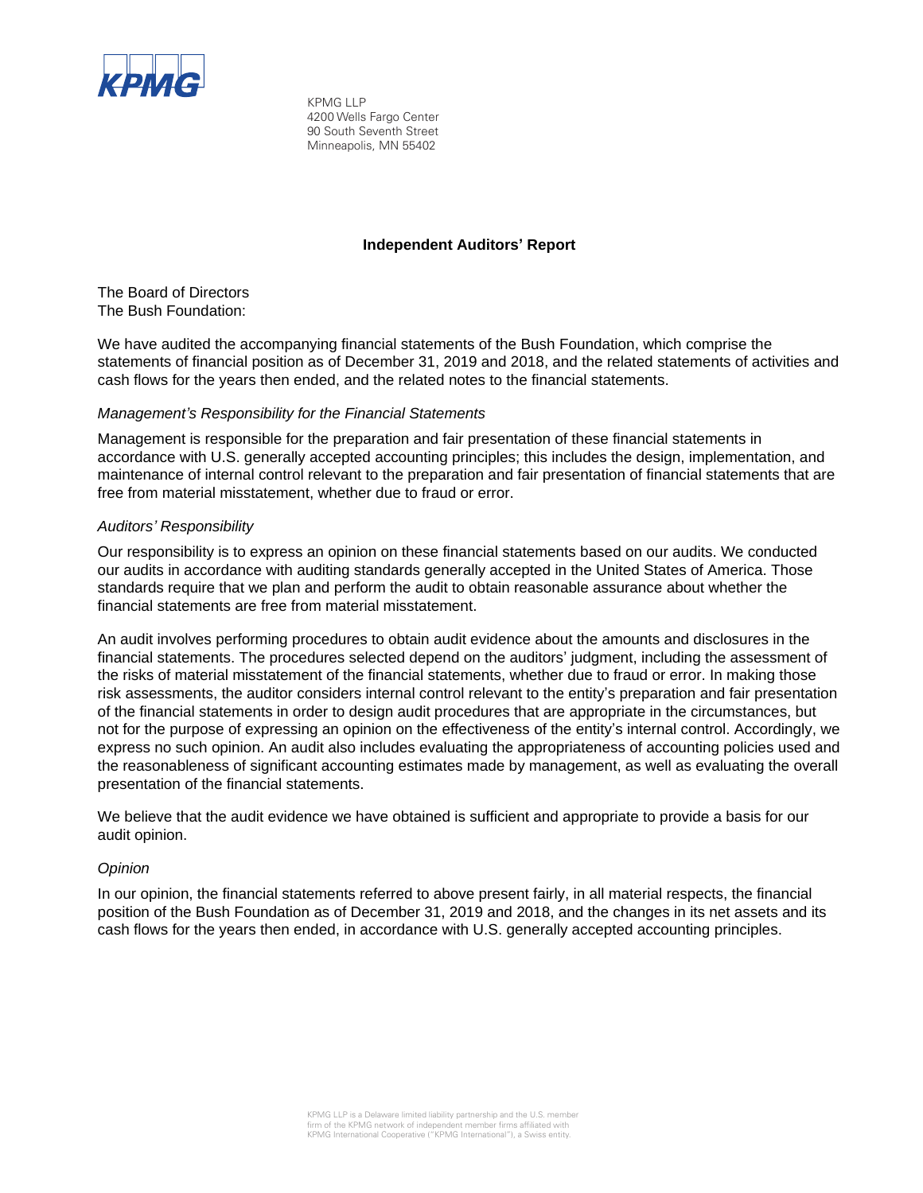KPMG LLP
4200 Wells Fargo Center
90 South Seventh Street
Minneapolis, MN 55402

## Independent Auditors' Report

The Board of Directors
The Bush Foundation:

We have audited the accompanying financial statements of the Bush Foundation, which comprise the statements of financial position as of December 31, 2019 and 2018, and the related statements of activities and cash flows for the years then ended, and the related notes to the financial statements.

*Management's Responsibility for the Financial Statements*

Management is responsible for the preparation and fair presentation of these financial statements in accordance with U.S. generally accepted accounting principles; this includes the design, implementation, and maintenance of internal control relevant to the preparation and fair presentation of financial statements that are free from material misstatement, whether due to fraud or error.

*Auditors' Responsibility*

Our responsibility is to express an opinion on these financial statements based on our audits. We conducted our audits in accordance with auditing standards generally accepted in the United States of America. Those standards require that we plan and perform the audit to obtain reasonable assurance about whether the financial statements are free from material misstatement.

An audit involves performing procedures to obtain audit evidence about the amounts and disclosures in the financial statements. The procedures selected depend on the auditors' judgment, including the assessment of the risks of material misstatement of the financial statements, whether due to fraud or error. In making those risk assessments, the auditor considers internal control relevant to the entity's preparation and fair presentation of the financial statements in order to design audit procedures that are appropriate in the circumstances, but not for the purpose of expressing an opinion on the effectiveness of the entity's internal control. Accordingly, we express no such opinion. An audit also includes evaluating the appropriateness of accounting policies used and the reasonableness of significant accounting estimates made by management, as well as evaluating the overall presentation of the financial statements.

We believe that the audit evidence we have obtained is sufficient and appropriate to provide a basis for our audit opinion.

*Opinion*

In our opinion, the financial statements referred to above present fairly, in all material respects, the financial position of the Bush Foundation as of December 31, 2019 and 2018, and the changes in its net assets and its cash flows for the years then ended, in accordance with U.S. generally accepted accounting principles.

KPMG LLP is a Delaware limited liability partnership and the U.S. member firm of the KPMG network of independent member firms affiliated with KPMG International Cooperative ("KPMG International"), a Swiss entity.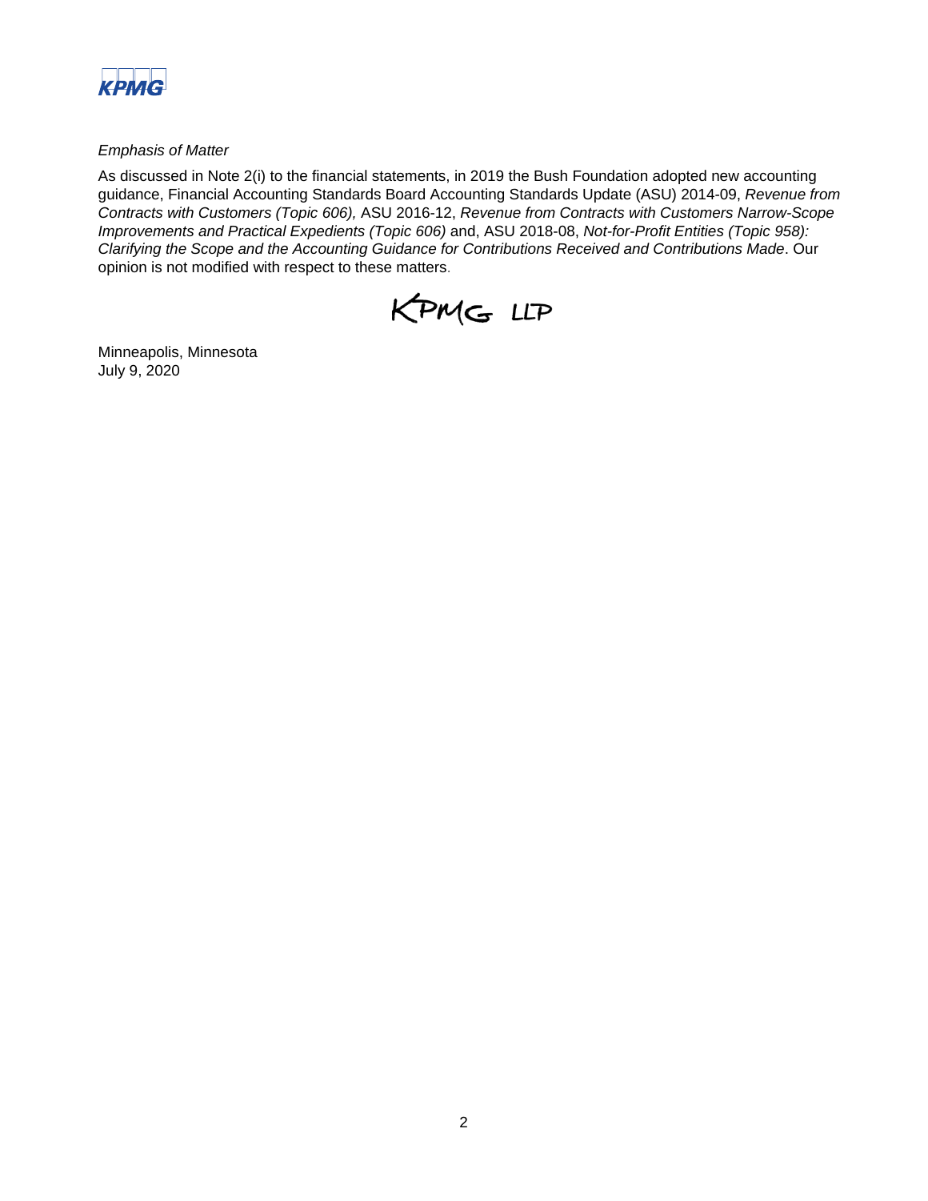*Emphasis of Matter*

As discussed in Note 2(i) to the financial statements, in 2019 the Bush Foundation adopted new accounting guidance, Financial Accounting Standards Board Accounting Standards Update (ASU) 2014-09, *Revenue from Contracts with Customers (Topic 606),* ASU 2016-12, *Revenue from Contracts with Customers Narrow-Scope Improvements and Practical Expedients (Topic 606)* and, ASU 2018-08, *Not-for-Profit Entities (Topic 958): Clarifying the Scope and the Accounting Guidance for Contributions Received and Contributions Made*. Our opinion is not modified with respect to these matters.

KPMG LLP

Minneapolis, Minnesota
July 9, 2020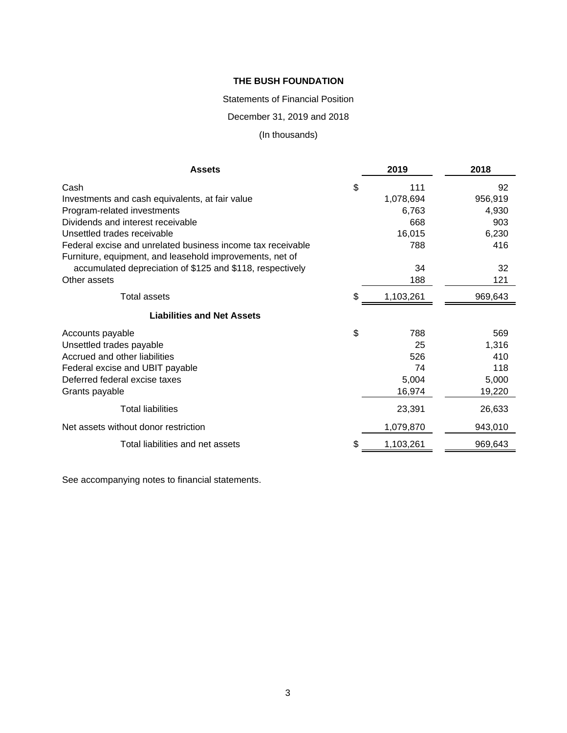**THE BUSH FOUNDATION**

Statements of Financial Position

December 31, 2019 and 2018

(In thousands)

| Assets | | 2019 | 2018 |
|---|---|---|---|
| Cash | $ | 111 | 92 |
| Investments and cash equivalents, at fair value | | 1,078,694 | 956,919 |
| Program-related investments | | 6,763 | 4,930 |
| Dividends and interest receivable | | 668 | 903 |
| Unsettled trades receivable | | 16,015 | 6,230 |
| Federal excise and unrelated business income tax receivable | | 788 | 416 |
| Furniture, equipment, and leasehold improvements, net of accumulated depreciation of $125 and $118, respectively | | 34 | 32 |
| Other assets | | 188 | 121 |
| Total assets | $ | 1,103,261 | 969,643 |
| **Liabilities and Net Assets** | | | |
| Accounts payable | $ | 788 | 569 |
| Unsettled trades payable | | 25 | 1,316 |
| Accrued and other liabilities | | 526 | 410 |
| Federal excise and UBIT payable | | 74 | 118 |
| Deferred federal excise taxes | | 5,004 | 5,000 |
| Grants payable | | 16,974 | 19,220 |
| Total liabilities | | 23,391 | 26,633 |
| Net assets without donor restriction | | 1,079,870 | 943,010 |
| Total liabilities and net assets | $ | 1,103,261 | 969,643 |

See accompanying notes to financial statements.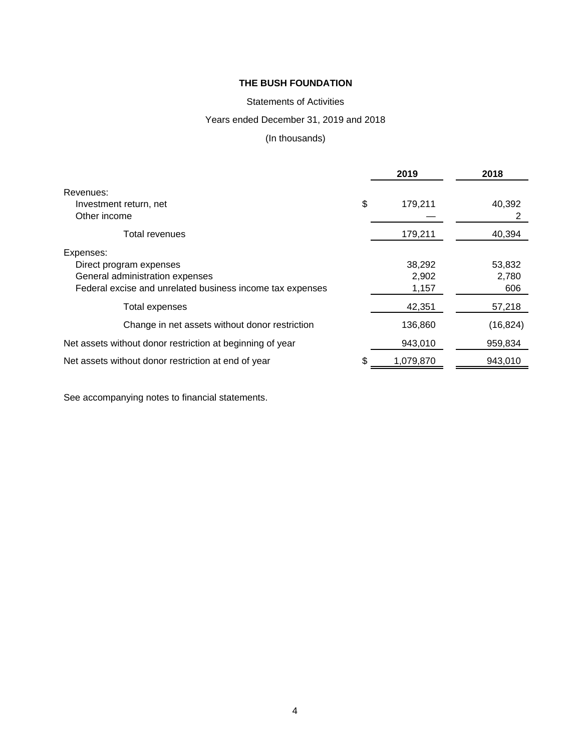**THE BUSH FOUNDATION**

Statements of Activities

Years ended December 31, 2019 and 2018

(In thousands)

| | 2019 | 2018 |
|---|---|---|
| Revenues: | | |
| Investment return, net | $ 179,211 | 40,392 |
| Other income | — | 2 |
| Total revenues | 179,211 | 40,394 |
| Expenses: | | |
| Direct program expenses | 38,292 | 53,832 |
| General administration expenses | 2,902 | 2,780 |
| Federal excise and unrelated business income tax expenses | 1,157 | 606 |
| Total expenses | 42,351 | 57,218 |
| Change in net assets without donor restriction | 136,860 | (16,824) |
| Net assets without donor restriction at beginning of year | 943,010 | 959,834 |
| Net assets without donor restriction at end of year | $ 1,079,870 | 943,010 |

See accompanying notes to financial statements.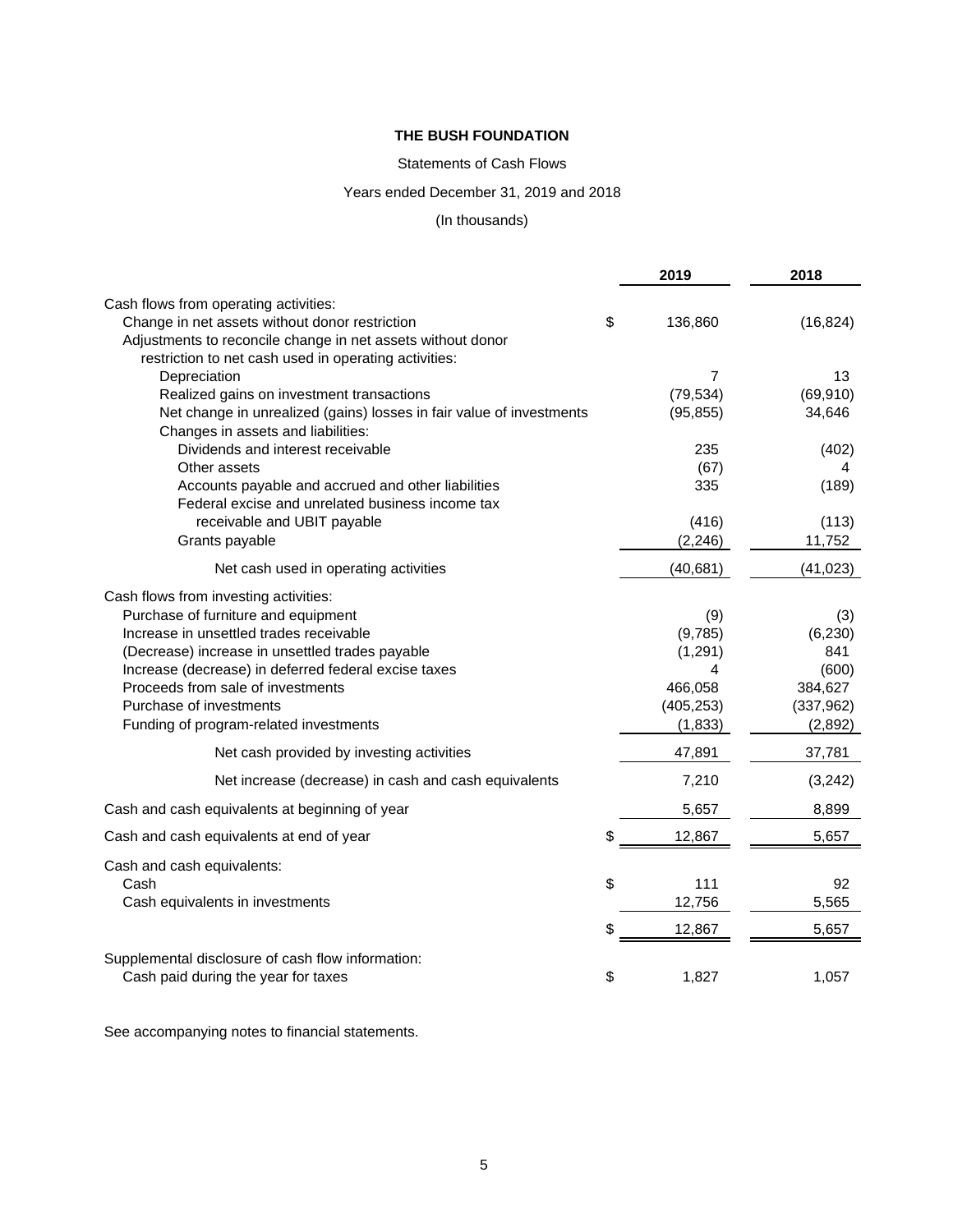**THE BUSH FOUNDATION**

Statements of Cash Flows

Years ended December 31, 2019 and 2018

(In thousands)

| | 2019 | 2018 |
|---|---|---|
| Cash flows from operating activities: | | |
| Change in net assets without donor restriction | $ 136,860 | (16,824) |
| Adjustments to reconcile change in net assets without donor restriction to net cash used in operating activities: | | |
| Depreciation | 7 | 13 |
| Realized gains on investment transactions | (79,534) | (69,910) |
| Net change in unrealized (gains) losses in fair value of investments | (95,855) | 34,646 |
| Changes in assets and liabilities: | | |
| Dividends and interest receivable | 235 | (402) |
| Other assets | (67) | 4 |
| Accounts payable and accrued and other liabilities | 335 | (189) |
| Federal excise and unrelated business income tax receivable and UBIT payable | (416) | (113) |
| Grants payable | (2,246) | 11,752 |
| Net cash used in operating activities | (40,681) | (41,023) |
| Cash flows from investing activities: | | |
| Purchase of furniture and equipment | (9) | (3) |
| Increase in unsettled trades receivable | (9,785) | (6,230) |
| (Decrease) increase in unsettled trades payable | (1,291) | 841 |
| Increase (decrease) in deferred federal excise taxes | 4 | (600) |
| Proceeds from sale of investments | 466,058 | 384,627 |
| Purchase of investments | (405,253) | (337,962) |
| Funding of program-related investments | (1,833) | (2,892) |
| Net cash provided by investing activities | 47,891 | 37,781 |
| Net increase (decrease) in cash and cash equivalents | 7,210 | (3,242) |
| Cash and cash equivalents at beginning of year | 5,657 | 8,899 |
| Cash and cash equivalents at end of year | $ 12,867 | 5,657 |
| Cash and cash equivalents: | | |
| Cash | $ 111 | 92 |
| Cash equivalents in investments | 12,756 | 5,565 |
| | $ 12,867 | 5,657 |
| Supplemental disclosure of cash flow information: | | |
| Cash paid during the year for taxes | $ 1,827 | 1,057 |

See accompanying notes to financial statements.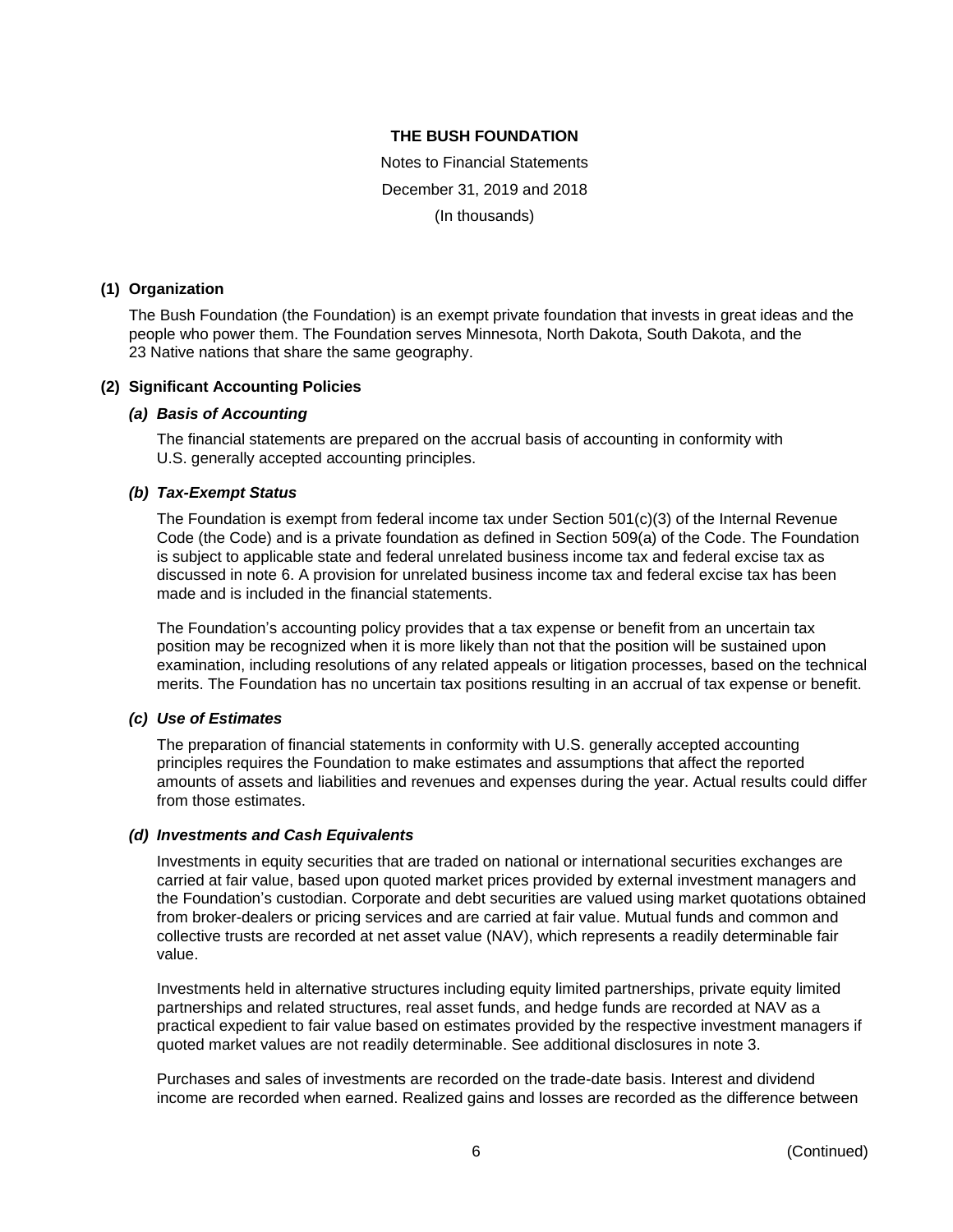# THE BUSH FOUNDATION

Notes to Financial Statements

December 31, 2019 and 2018

(In thousands)

## (1) Organization

The Bush Foundation (the Foundation) is an exempt private foundation that invests in great ideas and the people who power them. The Foundation serves Minnesota, North Dakota, South Dakota, and the 23 Native nations that share the same geography.

## (2) Significant Accounting Policies

### *(a) Basis of Accounting*

The financial statements are prepared on the accrual basis of accounting in conformity with U.S. generally accepted accounting principles.

### *(b) Tax-Exempt Status*

The Foundation is exempt from federal income tax under Section 501(c)(3) of the Internal Revenue Code (the Code) and is a private foundation as defined in Section 509(a) of the Code. The Foundation is subject to applicable state and federal unrelated business income tax and federal excise tax as discussed in note 6. A provision for unrelated business income tax and federal excise tax has been made and is included in the financial statements.

The Foundation's accounting policy provides that a tax expense or benefit from an uncertain tax position may be recognized when it is more likely than not that the position will be sustained upon examination, including resolutions of any related appeals or litigation processes, based on the technical merits. The Foundation has no uncertain tax positions resulting in an accrual of tax expense or benefit.

### *(c) Use of Estimates*

The preparation of financial statements in conformity with U.S. generally accepted accounting principles requires the Foundation to make estimates and assumptions that affect the reported amounts of assets and liabilities and revenues and expenses during the year. Actual results could differ from those estimates.

### *(d) Investments and Cash Equivalents*

Investments in equity securities that are traded on national or international securities exchanges are carried at fair value, based upon quoted market prices provided by external investment managers and the Foundation's custodian. Corporate and debt securities are valued using market quotations obtained from broker-dealers or pricing services and are carried at fair value. Mutual funds and common and collective trusts are recorded at net asset value (NAV), which represents a readily determinable fair value.

Investments held in alternative structures including equity limited partnerships, private equity limited partnerships and related structures, real asset funds, and hedge funds are recorded at NAV as a practical expedient to fair value based on estimates provided by the respective investment managers if quoted market values are not readily determinable. See additional disclosures in note 3.

Purchases and sales of investments are recorded on the trade-date basis. Interest and dividend income are recorded when earned. Realized gains and losses are recorded as the difference between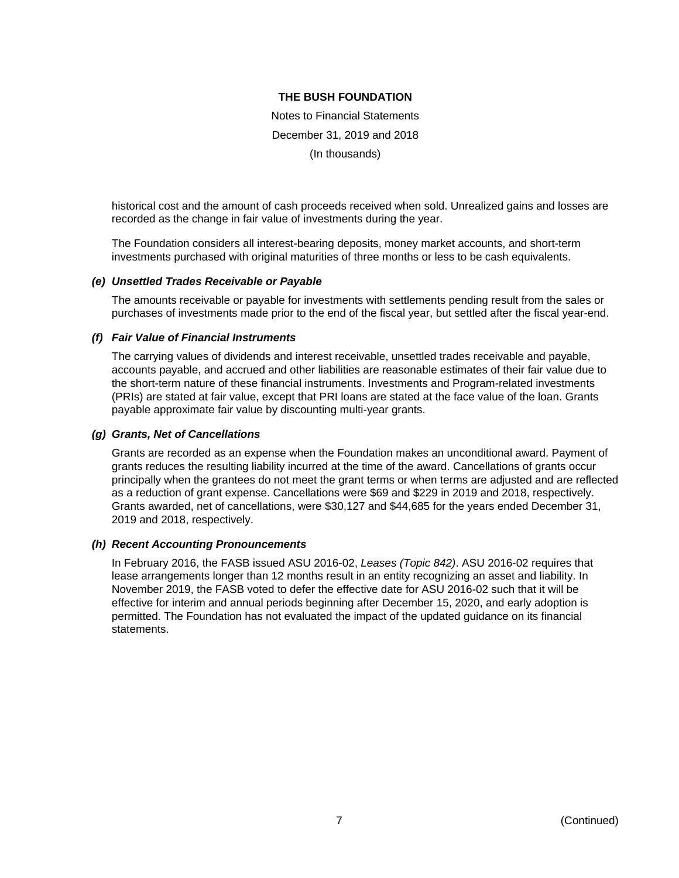historical cost and the amount of cash proceeds received when sold. Unrealized gains and losses are recorded as the change in fair value of investments during the year.

The Foundation considers all interest-bearing deposits, money market accounts, and short-term investments purchased with original maturities of three months or less to be cash equivalents.

### *(e) Unsettled Trades Receivable or Payable*

The amounts receivable or payable for investments with settlements pending result from the sales or purchases of investments made prior to the end of the fiscal year, but settled after the fiscal year-end.

### *(f) Fair Value of Financial Instruments*

The carrying values of dividends and interest receivable, unsettled trades receivable and payable, accounts payable, and accrued and other liabilities are reasonable estimates of their fair value due to the short-term nature of these financial instruments. Investments and Program-related investments (PRIs) are stated at fair value, except that PRI loans are stated at the face value of the loan. Grants payable approximate fair value by discounting multi-year grants.

### *(g) Grants, Net of Cancellations*

Grants are recorded as an expense when the Foundation makes an unconditional award. Payment of grants reduces the resulting liability incurred at the time of the award. Cancellations of grants occur principally when the grantees do not meet the grant terms or when terms are adjusted and are reflected as a reduction of grant expense. Cancellations were $69 and $229 in 2019 and 2018, respectively. Grants awarded, net of cancellations, were $30,127 and $44,685 for the years ended December 31, 2019 and 2018, respectively.

### *(h) Recent Accounting Pronouncements*

In February 2016, the FASB issued ASU 2016-02, *Leases (Topic 842)*. ASU 2016-02 requires that lease arrangements longer than 12 months result in an entity recognizing an asset and liability. In November 2019, the FASB voted to defer the effective date for ASU 2016-02 such that it will be effective for interim and annual periods beginning after December 15, 2020, and early adoption is permitted. The Foundation has not evaluated the impact of the updated guidance on its financial statements.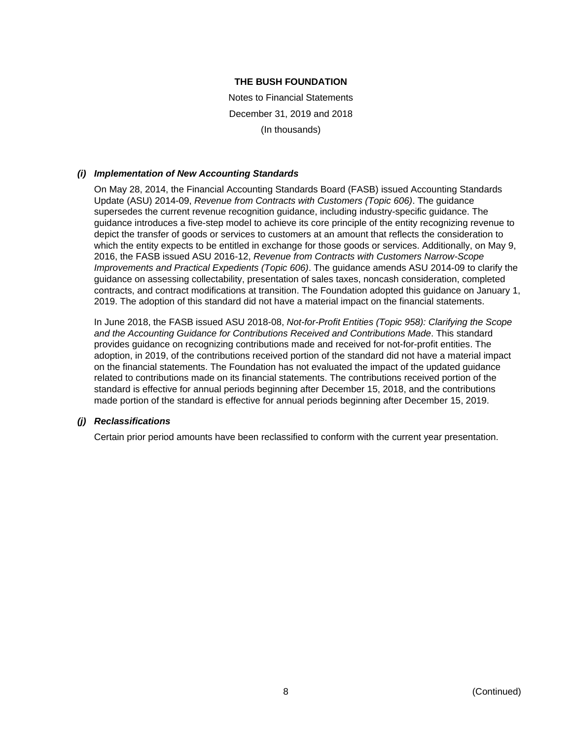### *(i) Implementation of New Accounting Standards*

On May 28, 2014, the Financial Accounting Standards Board (FASB) issued Accounting Standards Update (ASU) 2014-09, *Revenue from Contracts with Customers (Topic 606)*. The guidance supersedes the current revenue recognition guidance, including industry-specific guidance. The guidance introduces a five-step model to achieve its core principle of the entity recognizing revenue to depict the transfer of goods or services to customers at an amount that reflects the consideration to which the entity expects to be entitled in exchange for those goods or services. Additionally, on May 9, 2016, the FASB issued ASU 2016-12, *Revenue from Contracts with Customers Narrow-Scope Improvements and Practical Expedients (Topic 606)*. The guidance amends ASU 2014-09 to clarify the guidance on assessing collectability, presentation of sales taxes, noncash consideration, completed contracts, and contract modifications at transition. The Foundation adopted this guidance on January 1, 2019. The adoption of this standard did not have a material impact on the financial statements.

In June 2018, the FASB issued ASU 2018-08, *Not-for-Profit Entities (Topic 958): Clarifying the Scope and the Accounting Guidance for Contributions Received and Contributions Made*. This standard provides guidance on recognizing contributions made and received for not-for-profit entities. The adoption, in 2019, of the contributions received portion of the standard did not have a material impact on the financial statements. The Foundation has not evaluated the impact of the updated guidance related to contributions made on its financial statements. The contributions received portion of the standard is effective for annual periods beginning after December 15, 2018, and the contributions made portion of the standard is effective for annual periods beginning after December 15, 2019.

### *(j) Reclassifications*

Certain prior period amounts have been reclassified to conform with the current year presentation.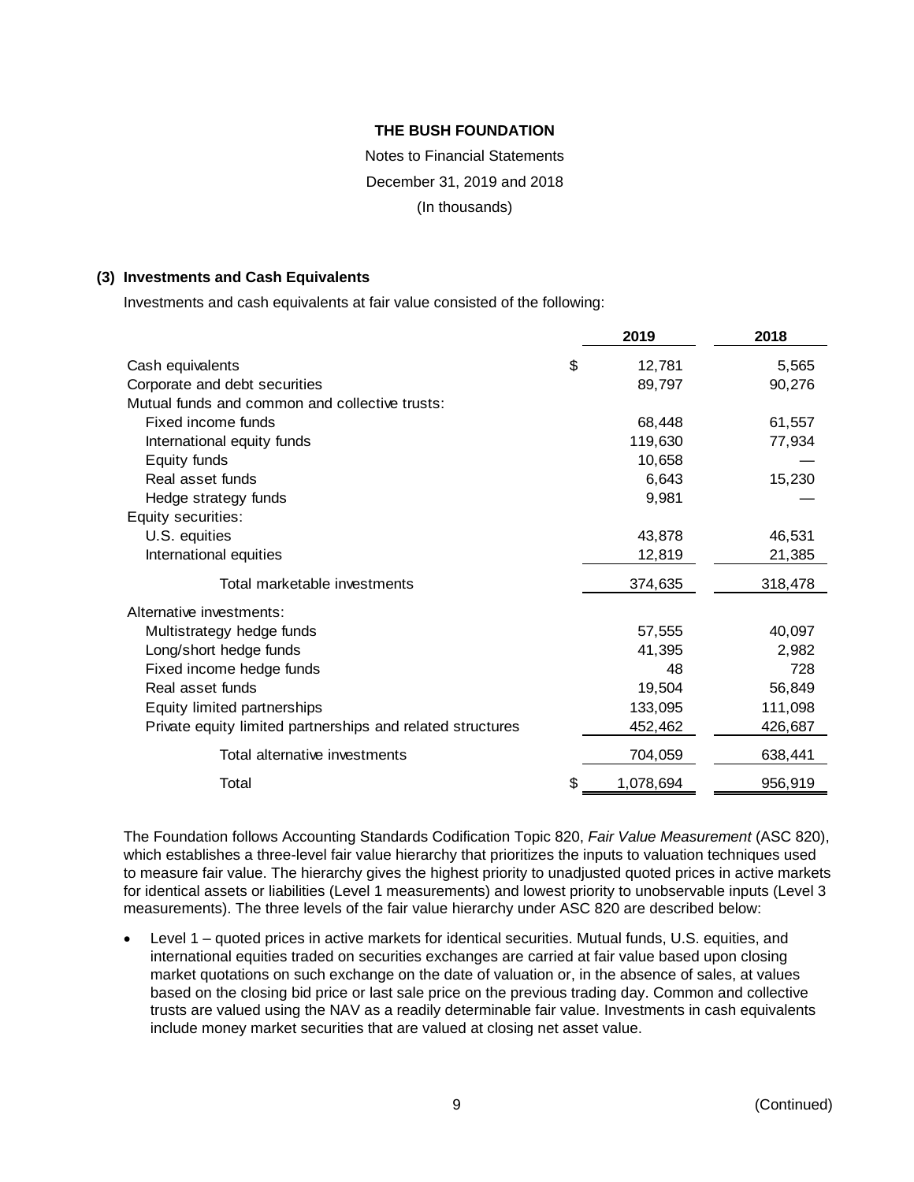**THE BUSH FOUNDATION**

Notes to Financial Statements

December 31, 2019 and 2018

(In thousands)

**(3) Investments and Cash Equivalents**

Investments and cash equivalents at fair value consisted of the following:

| | 2019 | 2018 |
|---|---|---|
| Cash equivalents | $ 12,781 | 5,565 |
| Corporate and debt securities | 89,797 | 90,276 |
| Mutual funds and common and collective trusts: | | |
| Fixed income funds | 68,448 | 61,557 |
| International equity funds | 119,630 | 77,934 |
| Equity funds | 10,658 | — |
| Real asset funds | 6,643 | 15,230 |
| Hedge strategy funds | 9,981 | — |
| Equity securities: | | |
| U.S. equities | 43,878 | 46,531 |
| International equities | 12,819 | 21,385 |
| Total marketable investments | 374,635 | 318,478 |
| Alternative investments: | | |
| Multistrategy hedge funds | 57,555 | 40,097 |
| Long/short hedge funds | 41,395 | 2,982 |
| Fixed income hedge funds | 48 | 728 |
| Real asset funds | 19,504 | 56,849 |
| Equity limited partnerships | 133,095 | 111,098 |
| Private equity limited partnerships and related structures | 452,462 | 426,687 |
| Total alternative investments | 704,059 | 638,441 |
| Total | $ 1,078,694 | 956,919 |

The Foundation follows Accounting Standards Codification Topic 820, *Fair Value Measurement* (ASC 820), which establishes a three-level fair value hierarchy that prioritizes the inputs to valuation techniques used to measure fair value. The hierarchy gives the highest priority to unadjusted quoted prices in active markets for identical assets or liabilities (Level 1 measurements) and lowest priority to unobservable inputs (Level 3 measurements). The three levels of the fair value hierarchy under ASC 820 are described below:

- Level 1 – quoted prices in active markets for identical securities. Mutual funds, U.S. equities, and international equities traded on securities exchanges are carried at fair value based upon closing market quotations on such exchange on the date of valuation or, in the absence of sales, at values based on the closing bid price or last sale price on the previous trading day. Common and collective trusts are valued using the NAV as a readily determinable fair value. Investments in cash equivalents include money market securities that are valued at closing net asset value.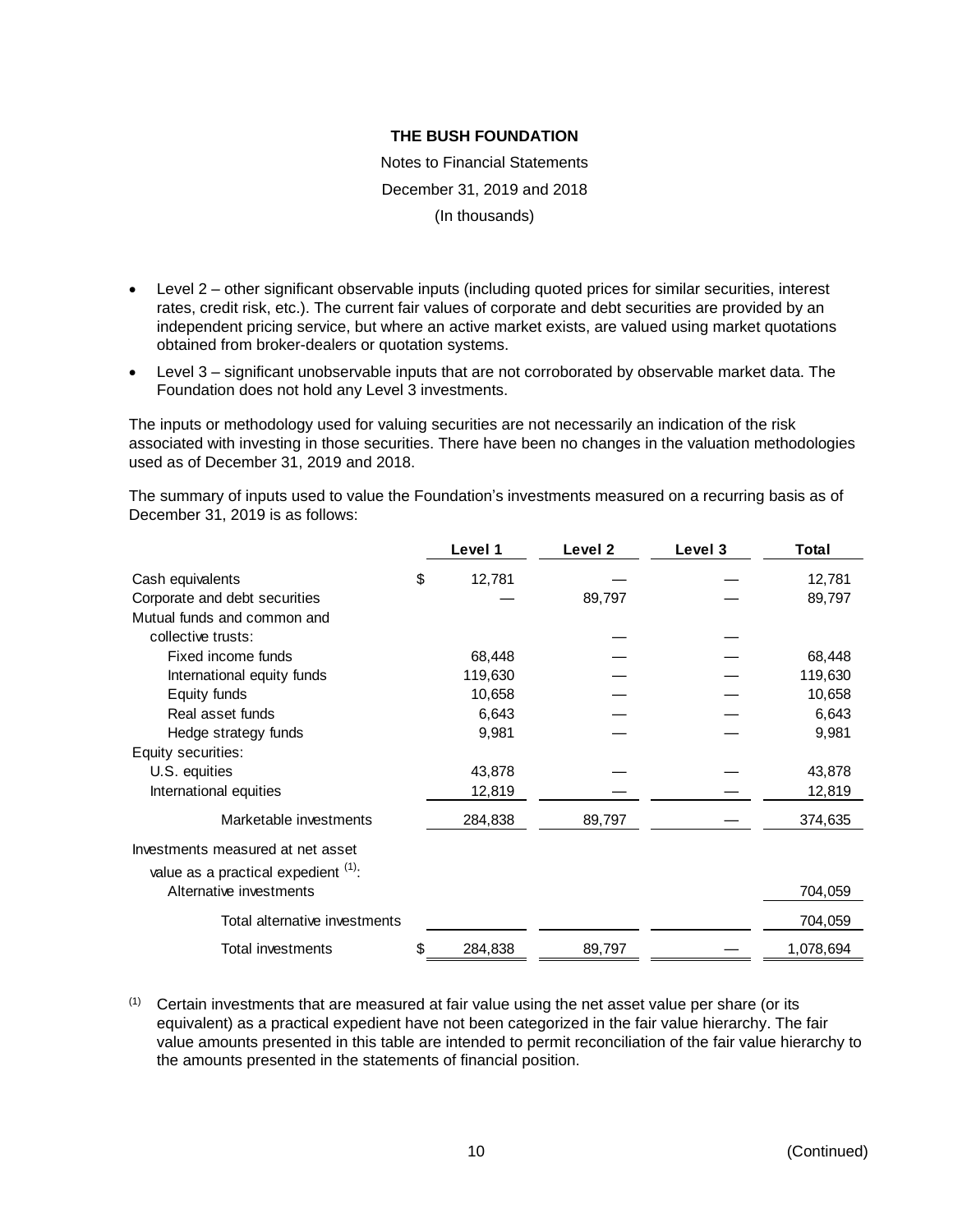**THE BUSH FOUNDATION**

Notes to Financial Statements

December 31, 2019 and 2018

(In thousands)

- Level 2 – other significant observable inputs (including quoted prices for similar securities, interest rates, credit risk, etc.). The current fair values of corporate and debt securities are provided by an independent pricing service, but where an active market exists, are valued using market quotations obtained from broker-dealers or quotation systems.
- Level 3 – significant unobservable inputs that are not corroborated by observable market data. The Foundation does not hold any Level 3 investments.

The inputs or methodology used for valuing securities are not necessarily an indication of the risk associated with investing in those securities. There have been no changes in the valuation methodologies used as of December 31, 2019 and 2018.

The summary of inputs used to value the Foundation's investments measured on a recurring basis as of December 31, 2019 is as follows:

| | Level 1 | Level 2 | Level 3 | Total |
|---|---|---|---|---|
| Cash equivalents | $ 12,781 | — | — | 12,781 |
| Corporate and debt securities | — | 89,797 | — | 89,797 |
| Mutual funds and common and collective trusts: | | — | — | |
| Fixed income funds | 68,448 | — | — | 68,448 |
| International equity funds | 119,630 | — | — | 119,630 |
| Equity funds | 10,658 | — | — | 10,658 |
| Real asset funds | 6,643 | — | — | 6,643 |
| Hedge strategy funds | 9,981 | — | — | 9,981 |
| Equity securities: | | | | |
| U.S. equities | 43,878 | — | — | 43,878 |
| International equities | 12,819 | — | — | 12,819 |
| Marketable investments | 284,838 | 89,797 | — | 374,635 |
| Investments measured at net asset value as a practical expedient [(1)]: | | | | |
| Alternative investments | | | | 704,059 |
| Total alternative investments | | | | 704,059 |
| Total investments | $ 284,838 | 89,797 | — | 1,078,694 |

(1) Certain investments that are measured at fair value using the net asset value per share (or its equivalent) as a practical expedient have not been categorized in the fair value hierarchy. The fair value amounts presented in this table are intended to permit reconciliation of the fair value hierarchy to the amounts presented in the statements of financial position.

(Continued)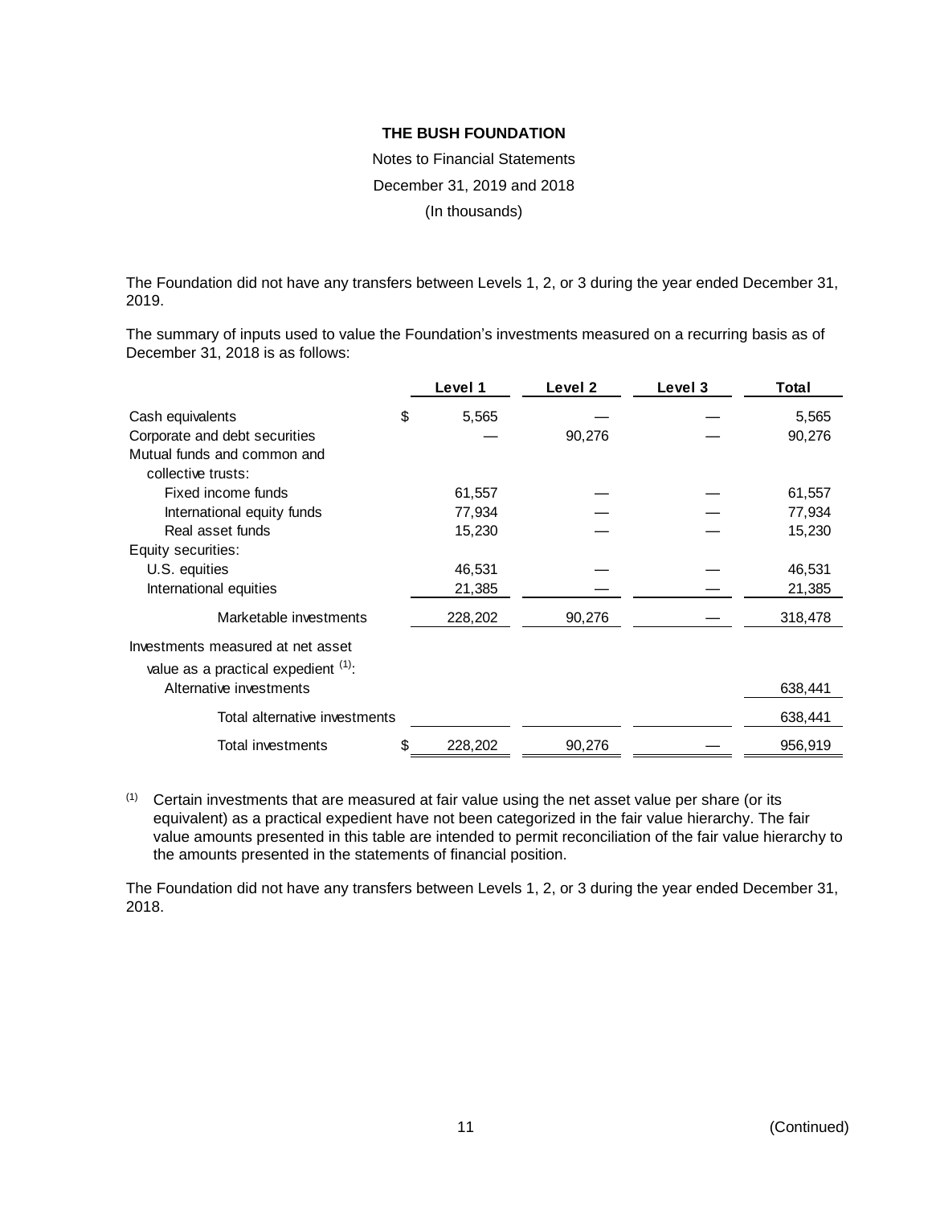**THE BUSH FOUNDATION**

Notes to Financial Statements

December 31, 2019 and 2018

(In thousands)

The Foundation did not have any transfers between Levels 1, 2, or 3 during the year ended December 31, 2019.

The summary of inputs used to value the Foundation's investments measured on a recurring basis as of December 31, 2018 is as follows:

| | Level 1 | Level 2 | Level 3 | Total |
|---|---|---|---|---|
| Cash equivalents | $ 5,565 | — | — | 5,565 |
| Corporate and debt securities | — | 90,276 | — | 90,276 |
| Mutual funds and common and collective trusts: | | | | |
| Fixed income funds | 61,557 | — | — | 61,557 |
| International equity funds | 77,934 | — | — | 77,934 |
| Real asset funds | 15,230 | — | — | 15,230 |
| Equity securities: | | | | |
| U.S. equities | 46,531 | — | — | 46,531 |
| International equities | 21,385 | — | — | 21,385 |
| Marketable investments | 228,202 | 90,276 | — | 318,478 |
| Investments measured at net asset value as a practical expedient (1): | | | | |
| Alternative investments | | | | 638,441 |
| Total alternative investments | | | | 638,441 |
| Total investments | $ 228,202 | 90,276 | — | 956,919 |

(1) Certain investments that are measured at fair value using the net asset value per share (or its equivalent) as a practical expedient have not been categorized in the fair value hierarchy. The fair value amounts presented in this table are intended to permit reconciliation of the fair value hierarchy to the amounts presented in the statements of financial position.

The Foundation did not have any transfers between Levels 1, 2, or 3 during the year ended December 31, 2018.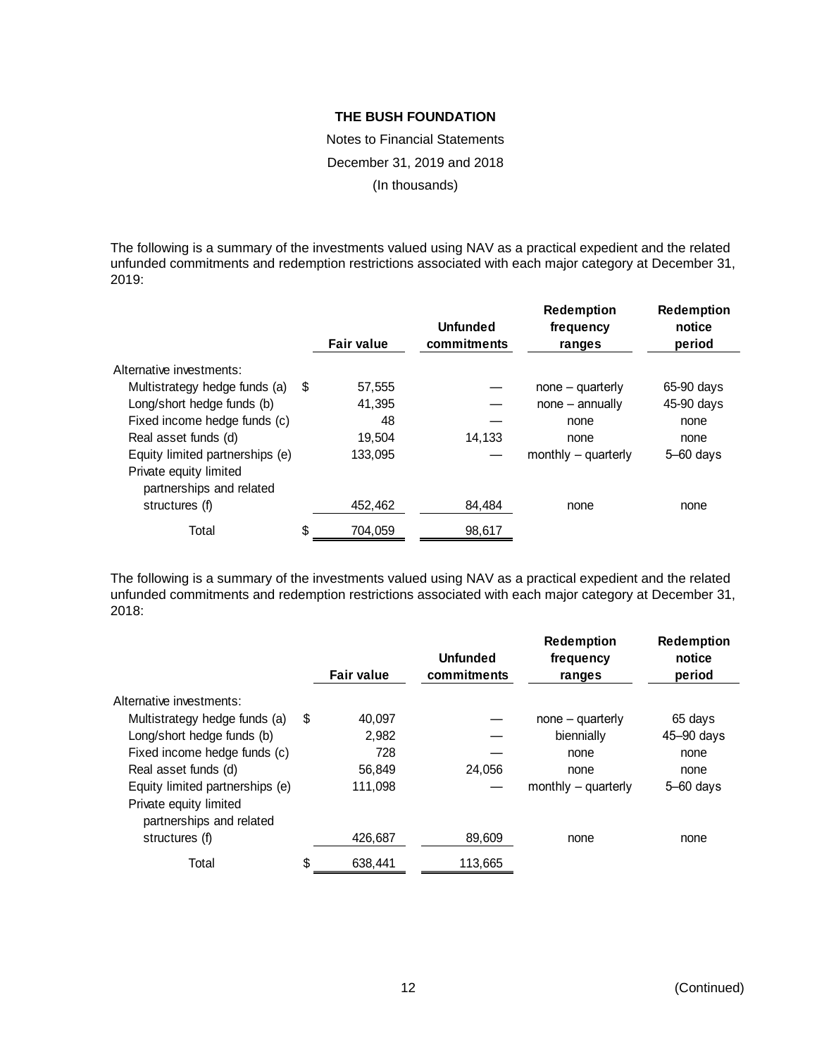**THE BUSH FOUNDATION**

Notes to Financial Statements

December 31, 2019 and 2018

(In thousands)

The following is a summary of the investments valued using NAV as a practical expedient and the related unfunded commitments and redemption restrictions associated with each major category at December 31, 2019:

| | Fair value | Unfunded commitments | Redemption frequency ranges | Redemption notice period |
|---|---|---|---|---|
| Alternative investments: | | | | |
| Multistrategy hedge funds (a) | $ 57,555 | — | none – quarterly | 65-90 days |
| Long/short hedge funds (b) | 41,395 | — | none – annually | 45-90 days |
| Fixed income hedge funds (c) | 48 | — | none | none |
| Real asset funds (d) | 19,504 | 14,133 | none | none |
| Equity limited partnerships (e) | 133,095 | — | monthly – quarterly | 5–60 days |
| Private equity limited partnerships and related structures (f) | 452,462 | 84,484 | none | none |
| Total | $ 704,059 | 98,617 | | |

The following is a summary of the investments valued using NAV as a practical expedient and the related unfunded commitments and redemption restrictions associated with each major category at December 31, 2018:

| | Fair value | Unfunded commitments | Redemption frequency ranges | Redemption notice period |
|---|---|---|---|---|
| Alternative investments: | | | | |
| Multistrategy hedge funds (a) | $ 40,097 | — | none – quarterly | 65 days |
| Long/short hedge funds (b) | 2,982 | — | biennially | 45–90 days |
| Fixed income hedge funds (c) | 728 | — | none | none |
| Real asset funds (d) | 56,849 | 24,056 | none | none |
| Equity limited partnerships (e) | 111,098 | — | monthly – quarterly | 5–60 days |
| Private equity limited partnerships and related structures (f) | 426,687 | 89,609 | none | none |
| Total | $ 638,441 | 113,665 | | |

(Continued)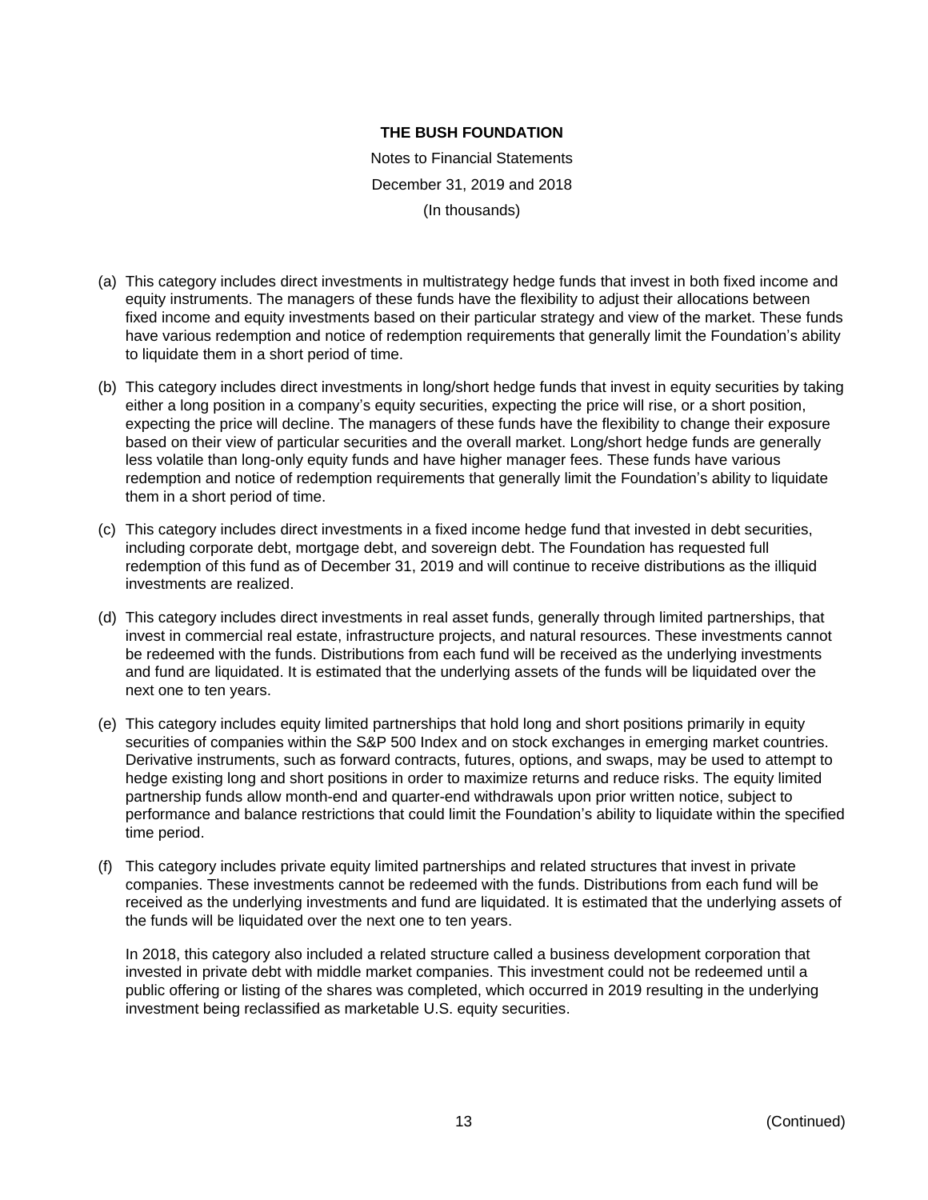(a) This category includes direct investments in multistrategy hedge funds that invest in both fixed income and equity instruments. The managers of these funds have the flexibility to adjust their allocations between fixed income and equity investments based on their particular strategy and view of the market. These funds have various redemption and notice of redemption requirements that generally limit the Foundation's ability to liquidate them in a short period of time.

(b) This category includes direct investments in long/short hedge funds that invest in equity securities by taking either a long position in a company's equity securities, expecting the price will rise, or a short position, expecting the price will decline. The managers of these funds have the flexibility to change their exposure based on their view of particular securities and the overall market. Long/short hedge funds are generally less volatile than long-only equity funds and have higher manager fees. These funds have various redemption and notice of redemption requirements that generally limit the Foundation's ability to liquidate them in a short period of time.

(c) This category includes direct investments in a fixed income hedge fund that invested in debt securities, including corporate debt, mortgage debt, and sovereign debt. The Foundation has requested full redemption of this fund as of December 31, 2019 and will continue to receive distributions as the illiquid investments are realized.

(d) This category includes direct investments in real asset funds, generally through limited partnerships, that invest in commercial real estate, infrastructure projects, and natural resources. These investments cannot be redeemed with the funds. Distributions from each fund will be received as the underlying investments and fund are liquidated. It is estimated that the underlying assets of the funds will be liquidated over the next one to ten years.

(e) This category includes equity limited partnerships that hold long and short positions primarily in equity securities of companies within the S&P 500 Index and on stock exchanges in emerging market countries. Derivative instruments, such as forward contracts, futures, options, and swaps, may be used to attempt to hedge existing long and short positions in order to maximize returns and reduce risks. The equity limited partnership funds allow month-end and quarter-end withdrawals upon prior written notice, subject to performance and balance restrictions that could limit the Foundation's ability to liquidate within the specified time period.

(f) This category includes private equity limited partnerships and related structures that invest in private companies. These investments cannot be redeemed with the funds. Distributions from each fund will be received as the underlying investments and fund are liquidated. It is estimated that the underlying assets of the funds will be liquidated over the next one to ten years.

In 2018, this category also included a related structure called a business development corporation that invested in private debt with middle market companies. This investment could not be redeemed until a public offering or listing of the shares was completed, which occurred in 2019 resulting in the underlying investment being reclassified as marketable U.S. equity securities.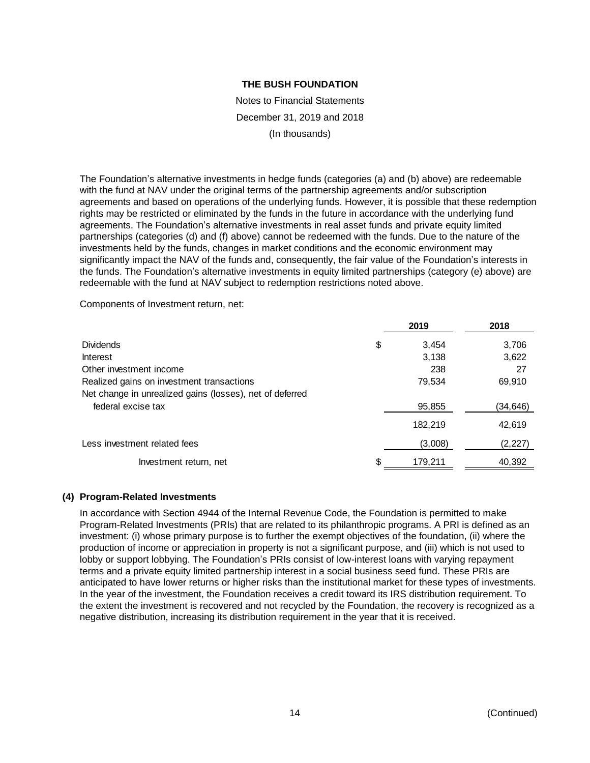The Foundation's alternative investments in hedge funds (categories (a) and (b) above) are redeemable with the fund at NAV under the original terms of the partnership agreements and/or subscription agreements and based on operations of the underlying funds. However, it is possible that these redemption rights may be restricted or eliminated by the funds in the future in accordance with the underlying fund agreements. The Foundation's alternative investments in real asset funds and private equity limited partnerships (categories (d) and (f) above) cannot be redeemed with the funds. Due to the nature of the investments held by the funds, changes in market conditions and the economic environment may significantly impact the NAV of the funds and, consequently, the fair value of the Foundation's interests in the funds. The Foundation's alternative investments in equity limited partnerships (category (e) above) are redeemable with the fund at NAV subject to redemption restrictions noted above.

Components of Investment return, net:

| | 2019 | 2018 |
|---|---|---|
| Dividends | $ 3,454 | 3,706 |
| Interest | 3,138 | 3,622 |
| Other investment income | 238 | 27 |
| Realized gains on investment transactions | 79,534 | 69,910 |
| Net change in unrealized gains (losses), net of deferred federal excise tax | 95,855 | (34,646) |
| | 182,219 | 42,619 |
| Less investment related fees | (3,008) | (2,227) |
| Investment return, net | $ 179,211 | 40,392 |

### (4) Program-Related Investments

In accordance with Section 4944 of the Internal Revenue Code, the Foundation is permitted to make Program-Related Investments (PRIs) that are related to its philanthropic programs. A PRI is defined as an investment: (i) whose primary purpose is to further the exempt objectives of the foundation, (ii) where the production of income or appreciation in property is not a significant purpose, and (iii) which is not used to lobby or support lobbying. The Foundation's PRIs consist of low-interest loans with varying repayment terms and a private equity limited partnership interest in a social business seed fund. These PRIs are anticipated to have lower returns or higher risks than the institutional market for these types of investments. In the year of the investment, the Foundation receives a credit toward its IRS distribution requirement. To the extent the investment is recovered and not recycled by the Foundation, the recovery is recognized as a negative distribution, increasing its distribution requirement in the year that it is received.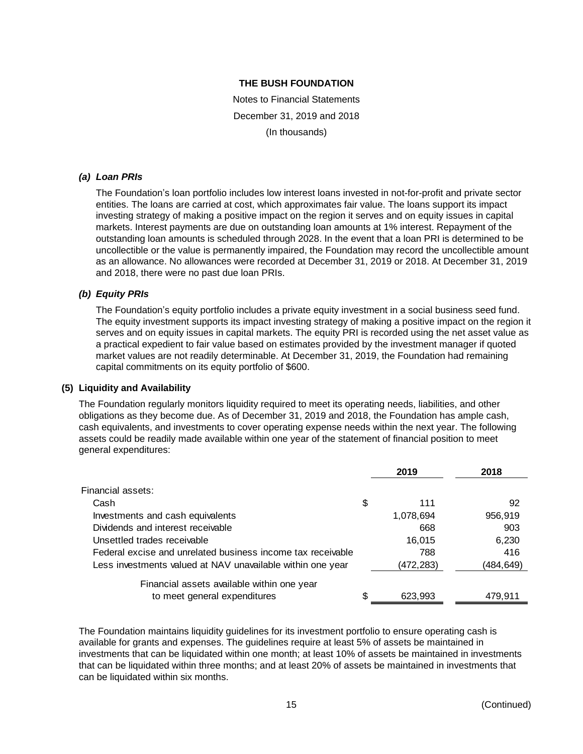### *(a) Loan PRIs*

The Foundation's loan portfolio includes low interest loans invested in not-for-profit and private sector entities. The loans are carried at cost, which approximates fair value. The loans support its impact investing strategy of making a positive impact on the region it serves and on equity issues in capital markets. Interest payments are due on outstanding loan amounts at 1% interest. Repayment of the outstanding loan amounts is scheduled through 2028. In the event that a loan PRI is determined to be uncollectible or the value is permanently impaired, the Foundation may record the uncollectible amount as an allowance. No allowances were recorded at December 31, 2019 or 2018. At December 31, 2019 and 2018, there were no past due loan PRIs.

### *(b) Equity PRIs*

The Foundation's equity portfolio includes a private equity investment in a social business seed fund. The equity investment supports its impact investing strategy of making a positive impact on the region it serves and on equity issues in capital markets. The equity PRI is recorded using the net asset value as a practical expedient to fair value based on estimates provided by the investment manager if quoted market values are not readily determinable. At December 31, 2019, the Foundation had remaining capital commitments on its equity portfolio of $600.

## (5) Liquidity and Availability

The Foundation regularly monitors liquidity required to meet its operating needs, liabilities, and other obligations as they become due. As of December 31, 2019 and 2018, the Foundation has ample cash, cash equivalents, and investments to cover operating expense needs within the next year. The following assets could be readily made available within one year of the statement of financial position to meet general expenditures:

| | 2019 | 2018 |
|---|---|---|
| Financial assets: | | |
| Cash | $ 111 | 92 |
| Investments and cash equivalents | 1,078,694 | 956,919 |
| Dividends and interest receivable | 668 | 903 |
| Unsettled trades receivable | 16,015 | 6,230 |
| Federal excise and unrelated business income tax receivable | 788 | 416 |
| Less investments valued at NAV unavailable within one year | (472,283) | (484,649) |
| Financial assets available within one year to meet general expenditures | $ 623,993 | 479,911 |

The Foundation maintains liquidity guidelines for its investment portfolio to ensure operating cash is available for grants and expenses. The guidelines require at least 5% of assets be maintained in investments that can be liquidated within one month; at least 10% of assets be maintained in investments that can be liquidated within three months; and at least 20% of assets be maintained in investments that can be liquidated within six months.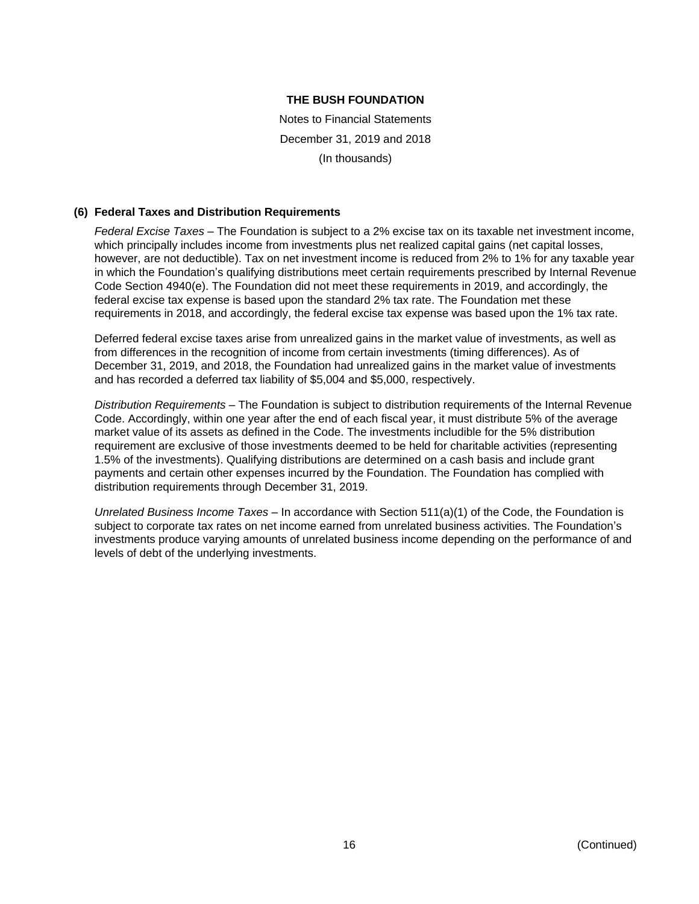# THE BUSH FOUNDATION

Notes to Financial Statements

December 31, 2019 and 2018

(In thousands)

## (6) Federal Taxes and Distribution Requirements

*Federal Excise Taxes* – The Foundation is subject to a 2% excise tax on its taxable net investment income, which principally includes income from investments plus net realized capital gains (net capital losses, however, are not deductible). Tax on net investment income is reduced from 2% to 1% for any taxable year in which the Foundation's qualifying distributions meet certain requirements prescribed by Internal Revenue Code Section 4940(e). The Foundation did not meet these requirements in 2019, and accordingly, the federal excise tax expense is based upon the standard 2% tax rate. The Foundation met these requirements in 2018, and accordingly, the federal excise tax expense was based upon the 1% tax rate.

Deferred federal excise taxes arise from unrealized gains in the market value of investments, as well as from differences in the recognition of income from certain investments (timing differences). As of December 31, 2019, and 2018, the Foundation had unrealized gains in the market value of investments and has recorded a deferred tax liability of $5,004 and $5,000, respectively.

*Distribution Requirements* – The Foundation is subject to distribution requirements of the Internal Revenue Code. Accordingly, within one year after the end of each fiscal year, it must distribute 5% of the average market value of its assets as defined in the Code. The investments includible for the 5% distribution requirement are exclusive of those investments deemed to be held for charitable activities (representing 1.5% of the investments). Qualifying distributions are determined on a cash basis and include grant payments and certain other expenses incurred by the Foundation. The Foundation has complied with distribution requirements through December 31, 2019.

*Unrelated Business Income Taxes* – In accordance with Section 511(a)(1) of the Code, the Foundation is subject to corporate tax rates on net income earned from unrelated business activities. The Foundation's investments produce varying amounts of unrelated business income depending on the performance of and levels of debt of the underlying investments.

(Continued)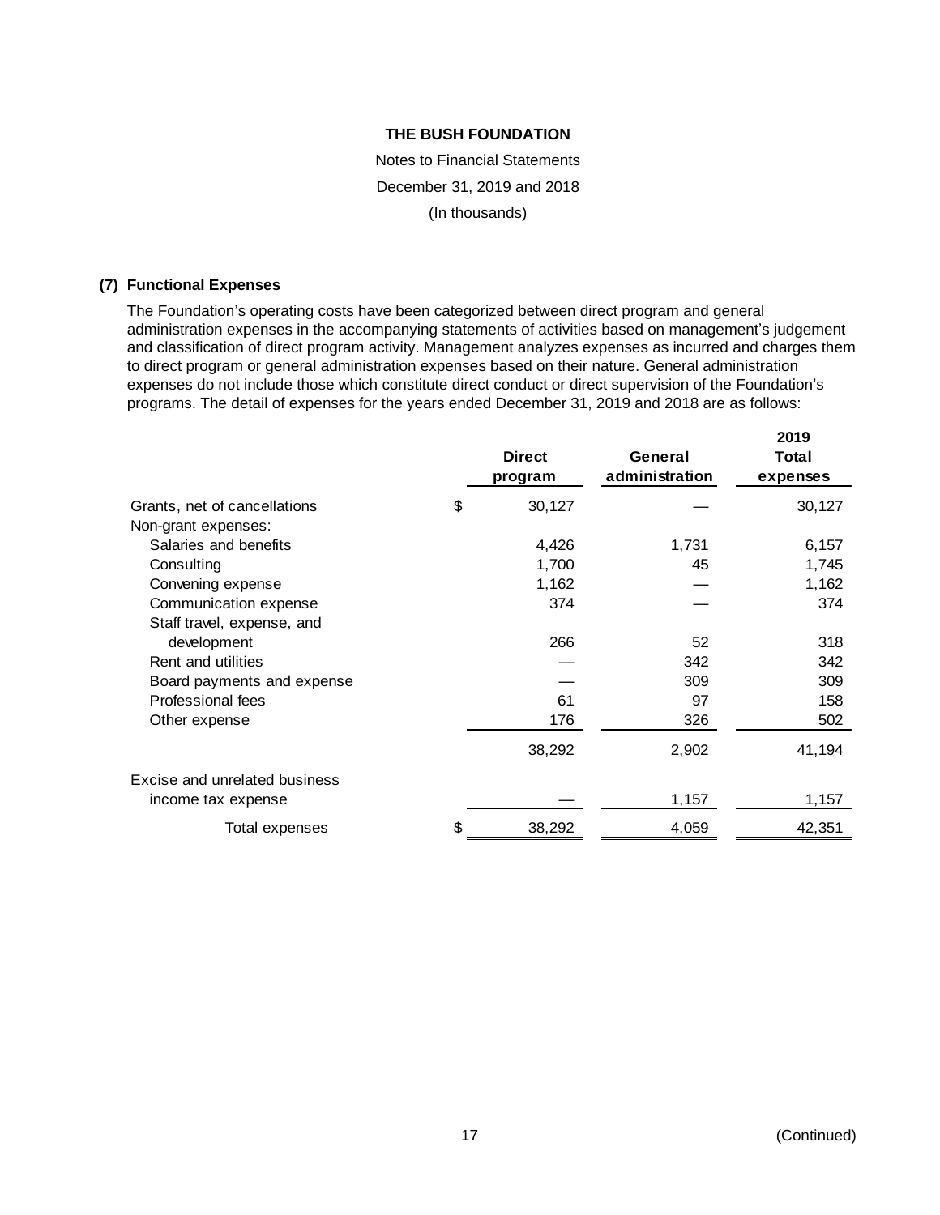**THE BUSH FOUNDATION**

Notes to Financial Statements

December 31, 2019 and 2018

(In thousands)

## (7) Functional Expenses

The Foundation's operating costs have been categorized between direct program and general administration expenses in the accompanying statements of activities based on management's judgement and classification of direct program activity. Management analyzes expenses as incurred and charges them to direct program or general administration expenses based on their nature. General administration expenses do not include those which constitute direct conduct or direct supervision of the Foundation's programs. The detail of expenses for the years ended December 31, 2019 and 2018 are as follows:

| | Direct program | General administration | 2019 Total expenses |
|---|---|---|---|
| Grants, net of cancellations | $ 30,127 | — | 30,127 |
| Non-grant expenses: | | | |
| Salaries and benefits | 4,426 | 1,731 | 6,157 |
| Consulting | 1,700 | 45 | 1,745 |
| Convening expense | 1,162 | — | 1,162 |
| Communication expense | 374 | — | 374 |
| Staff travel, expense, and development | 266 | 52 | 318 |
| Rent and utilities | — | 342 | 342 |
| Board payments and expense | — | 309 | 309 |
| Professional fees | 61 | 97 | 158 |
| Other expense | 176 | 326 | 502 |
| | 38,292 | 2,902 | 41,194 |
| Excise and unrelated business income tax expense | — | 1,157 | 1,157 |
| Total expenses | $ 38,292 | 4,059 | 42,351 |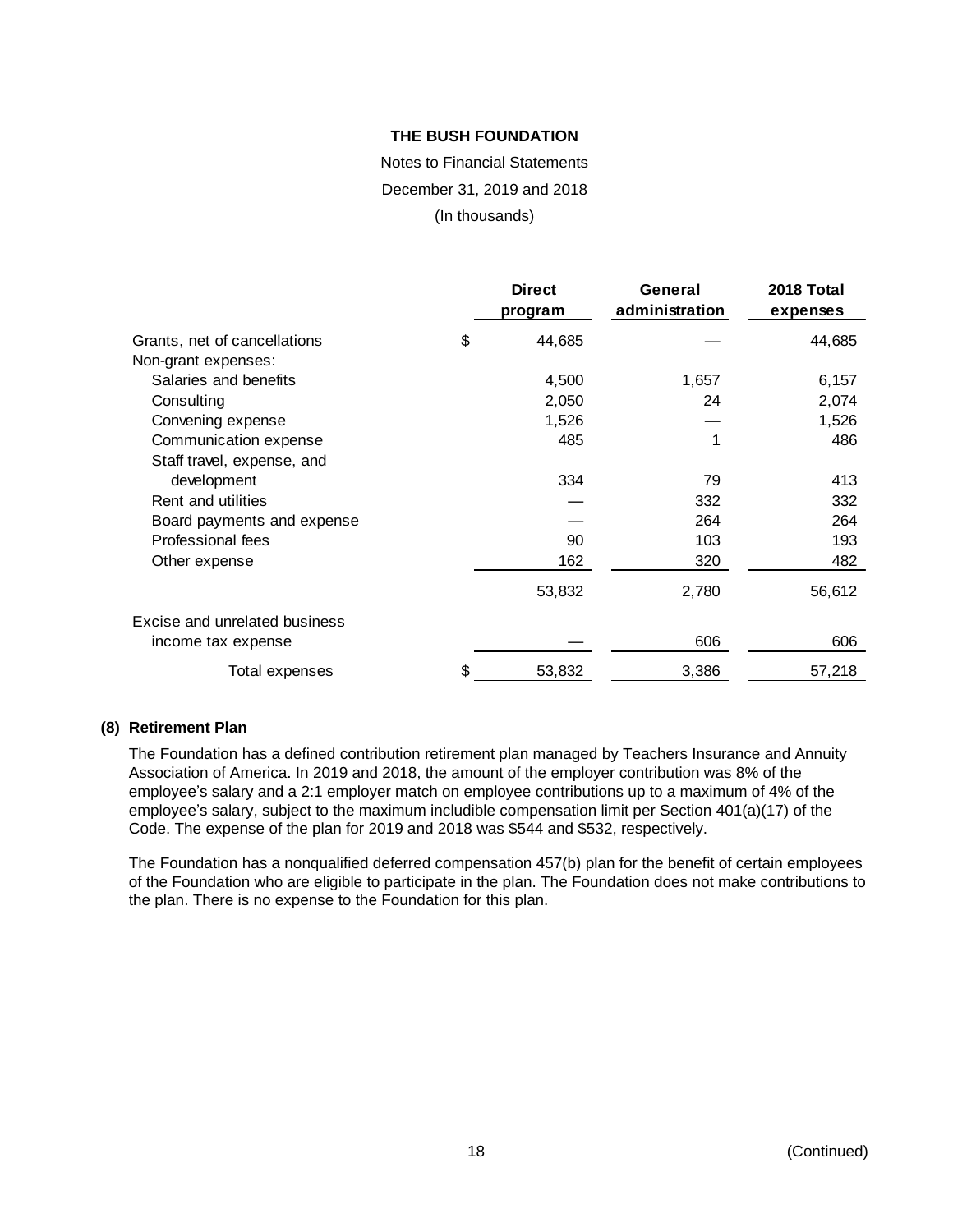**THE BUSH FOUNDATION**

Notes to Financial Statements

December 31, 2019 and 2018

(In thousands)

| | Direct program | General administration | 2018 Total expenses |
|---|---|---|---|
| Grants, net of cancellations | $ 44,685 | — | 44,685 |
| Non-grant expenses: | | | |
| Salaries and benefits | 4,500 | 1,657 | 6,157 |
| Consulting | 2,050 | 24 | 2,074 |
| Convening expense | 1,526 | — | 1,526 |
| Communication expense | 485 | 1 | 486 |
| Staff travel, expense, and development | 334 | 79 | 413 |
| Rent and utilities | — | 332 | 332 |
| Board payments and expense | — | 264 | 264 |
| Professional fees | 90 | 103 | 193 |
| Other expense | 162 | 320 | 482 |
| | 53,832 | 2,780 | 56,612 |
| Excise and unrelated business income tax expense | — | 606 | 606 |
| Total expenses | $ 53,832 | 3,386 | 57,218 |

**(8) Retirement Plan**

The Foundation has a defined contribution retirement plan managed by Teachers Insurance and Annuity Association of America. In 2019 and 2018, the amount of the employer contribution was 8% of the employee's salary and a 2:1 employer match on employee contributions up to a maximum of 4% of the employee's salary, subject to the maximum includible compensation limit per Section 401(a)(17) of the Code. The expense of the plan for 2019 and 2018 was $544 and $532, respectively.

The Foundation has a nonqualified deferred compensation 457(b) plan for the benefit of certain employees of the Foundation who are eligible to participate in the plan. The Foundation does not make contributions to the plan. There is no expense to the Foundation for this plan.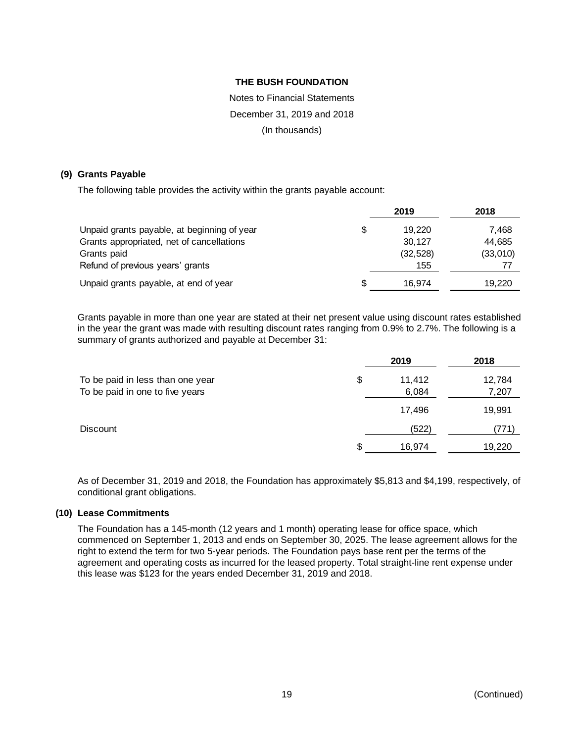# THE BUSH FOUNDATION

Notes to Financial Statements

December 31, 2019 and 2018

(In thousands)

## (9) Grants Payable

The following table provides the activity within the grants payable account:

| | | 2019 | 2018 |
|---|---|---|---|
| Unpaid grants payable, at beginning of year | $ | 19,220 | 7,468 |
| Grants appropriated, net of cancellations | | 30,127 | 44,685 |
| Grants paid | | (32,528) | (33,010) |
| Refund of previous years' grants | | 155 | 77 |
| Unpaid grants payable, at end of year | $ | 16,974 | 19,220 |

Grants payable in more than one year are stated at their net present value using discount rates established in the year the grant was made with resulting discount rates ranging from 0.9% to 2.7%. The following is a summary of grants authorized and payable at December 31:

| | | 2019 | 2018 |
|---|---|---|---|
| To be paid in less than one year | $ | 11,412 | 12,784 |
| To be paid in one to five years | | 6,084 | 7,207 |
| | | 17,496 | 19,991 |
| Discount | | (522) | (771) |
| | $ | 16,974 | 19,220 |

As of December 31, 2019 and 2018, the Foundation has approximately $5,813 and $4,199, respectively, of conditional grant obligations.

## (10) Lease Commitments

The Foundation has a 145-month (12 years and 1 month) operating lease for office space, which commenced on September 1, 2013 and ends on September 30, 2025. The lease agreement allows for the right to extend the term for two 5-year periods. The Foundation pays base rent per the terms of the agreement and operating costs as incurred for the leased property. Total straight-line rent expense under this lease was $123 for the years ended December 31, 2019 and 2018.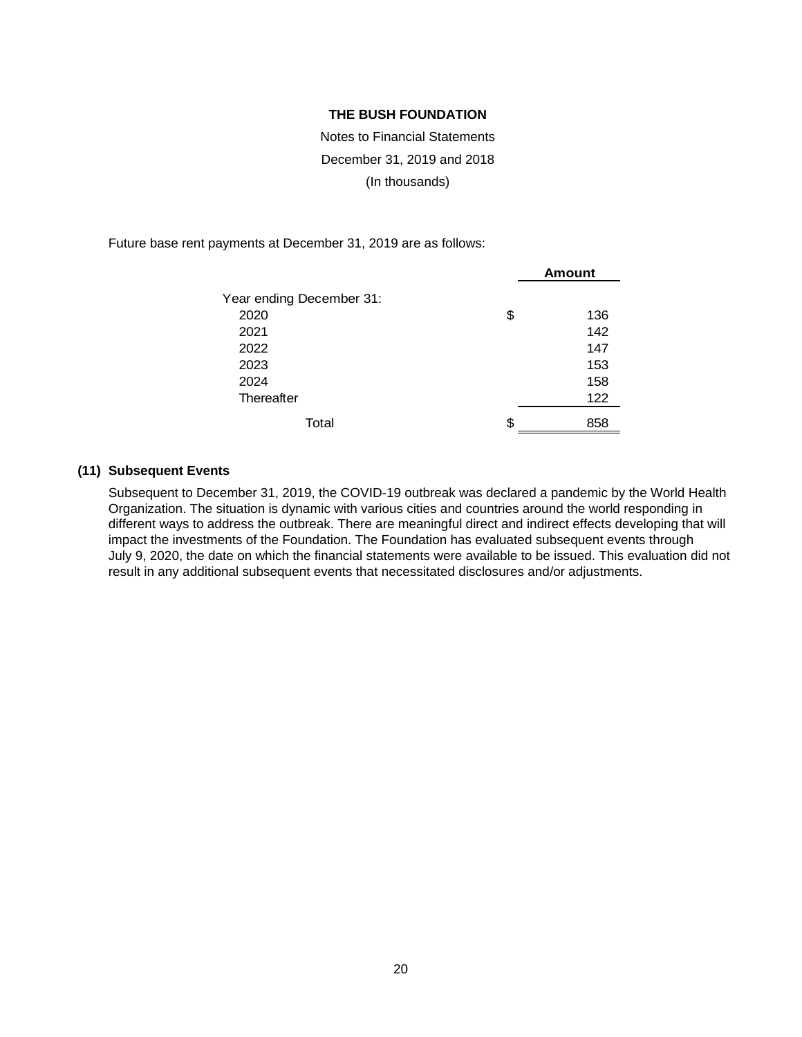**THE BUSH FOUNDATION**

Notes to Financial Statements

December 31, 2019 and 2018

(In thousands)

Future base rent payments at December 31, 2019 are as follows:

| | Amount |
|---|---|
| Year ending December 31: | |
| 2020 | $ 136 |
| 2021 | 142 |
| 2022 | 147 |
| 2023 | 153 |
| 2024 | 158 |
| Thereafter | 122 |
| Total | $ 858 |

**(11) Subsequent Events**

Subsequent to December 31, 2019, the COVID-19 outbreak was declared a pandemic by the World Health Organization. The situation is dynamic with various cities and countries around the world responding in different ways to address the outbreak. There are meaningful direct and indirect effects developing that will impact the investments of the Foundation. The Foundation has evaluated subsequent events through July 9, 2020, the date on which the financial statements were available to be issued. This evaluation did not result in any additional subsequent events that necessitated disclosures and/or adjustments.